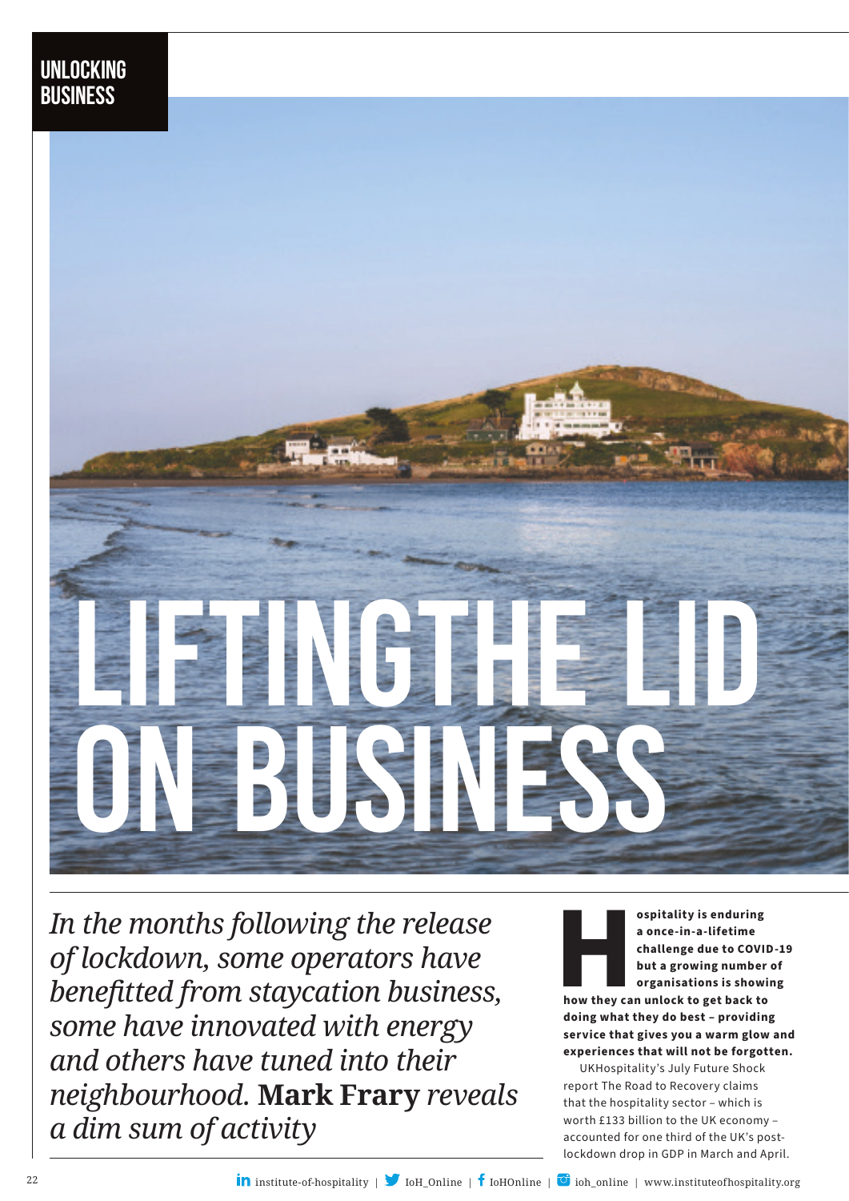UNLOCKING BUSINESS

# LIFTING THE LID ON BUSINESS

*In the months following the release of lockdown, some operators have benefitted from staycation business, some have innovated with energy and others have tuned into their neighbourhood.* **Mark Frary** *reveals a dim sum of activity*

**Hospitality is enduring a once-in-a-lifetime challenge due to COVID-19 but a growing number of organisations is showing how they can unlock to get back to doing what they do best – providing service that gives you a warm glow and experiences that will not be forgotten.**

UKHospitality's July Future Shock report The Road to Recovery claims that the hospitality sector – which is worth £133 billion to the UK economy – accounted for one third of the UK's post-lockdown drop in GDP in March and April.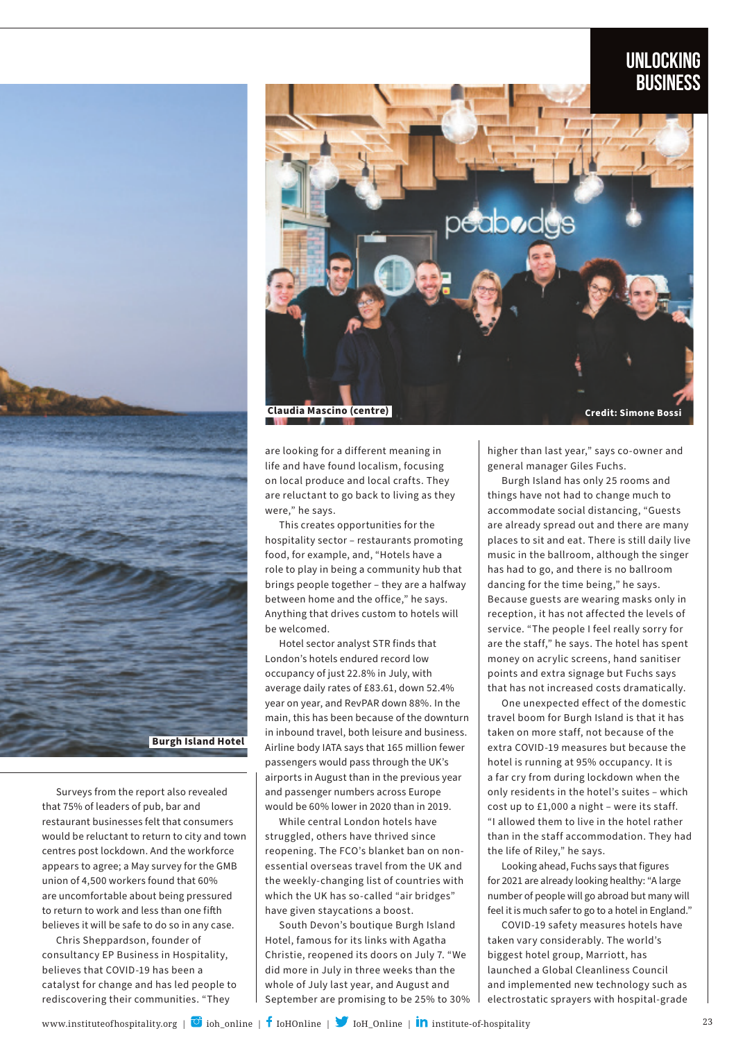# UNLOCKING BUSINESS

Burgh Island Hotel

Claudia Mascino (centre)

Credit: Simone Bossi

Surveys from the report also revealed that 75% of leaders of pub, bar and restaurant businesses felt that consumers would be reluctant to return to city and town centres post lockdown. And the workforce appears to agree; a May survey for the GMB union of 4,500 workers found that 60% are uncomfortable about being pressured to return to work and less than one fifth believes it will be safe to do so in any case.

Chris Sheppardson, founder of consultancy EP Business in Hospitality, believes that COVID-19 has been a catalyst for change and has led people to rediscovering their communities. "They are looking for a different meaning in life and have found localism, focusing on local produce and local crafts. They are reluctant to go back to living as they were," he says.

This creates opportunities for the hospitality sector – restaurants promoting food, for example, and, "Hotels have a role to play in being a community hub that brings people together – they are a halfway between home and the office," he says. Anything that drives custom to hotels will be welcomed.

Hotel sector analyst STR finds that London's hotels endured record low occupancy of just 22.8% in July, with average daily rates of £83.61, down 52.4% year on year, and RevPAR down 88%. In the main, this has been because of the downturn in inbound travel, both leisure and business. Airline body IATA says that 165 million fewer passengers would pass through the UK's airports in August than in the previous year and passenger numbers across Europe would be 60% lower in 2020 than in 2019.

While central London hotels have struggled, others have thrived since reopening. The FCO's blanket ban on non-essential overseas travel from the UK and the weekly-changing list of countries with which the UK has so-called "air bridges" have given staycations a boost.

South Devon's boutique Burgh Island Hotel, famous for its links with Agatha Christie, reopened its doors on July 7. "We did more in July in three weeks than the whole of July last year, and August and September are promising to be 25% to 30% higher than last year," says co-owner and general manager Giles Fuchs.

Burgh Island has only 25 rooms and things have not had to change much to accommodate social distancing, "Guests are already spread out and there are many places to sit and eat. There is still daily live music in the ballroom, although the singer has had to go, and there is no ballroom dancing for the time being," he says. Because guests are wearing masks only in reception, it has not affected the levels of service. "The people I feel really sorry for are the staff," he says. The hotel has spent money on acrylic screens, hand sanitiser points and extra signage but Fuchs says that has not increased costs dramatically.

One unexpected effect of the domestic travel boom for Burgh Island is that it has taken on more staff, not because of the extra COVID-19 measures but because the hotel is running at 95% occupancy. It is a far cry from during lockdown when the only residents in the hotel's suites – which cost up to £1,000 a night – were its staff. "I allowed them to live in the hotel rather than in the staff accommodation. They had the life of Riley," he says.

Looking ahead, Fuchs says that figures for 2021 are already looking healthy: "A large number of people will go abroad but many will feel it is much safer to go to a hotel in England."

COVID-19 safety measures hotels have taken vary considerably. The world's biggest hotel group, Marriott, has launched a Global Cleanliness Council and implemented new technology such as electrostatic sprayers with hospital-grade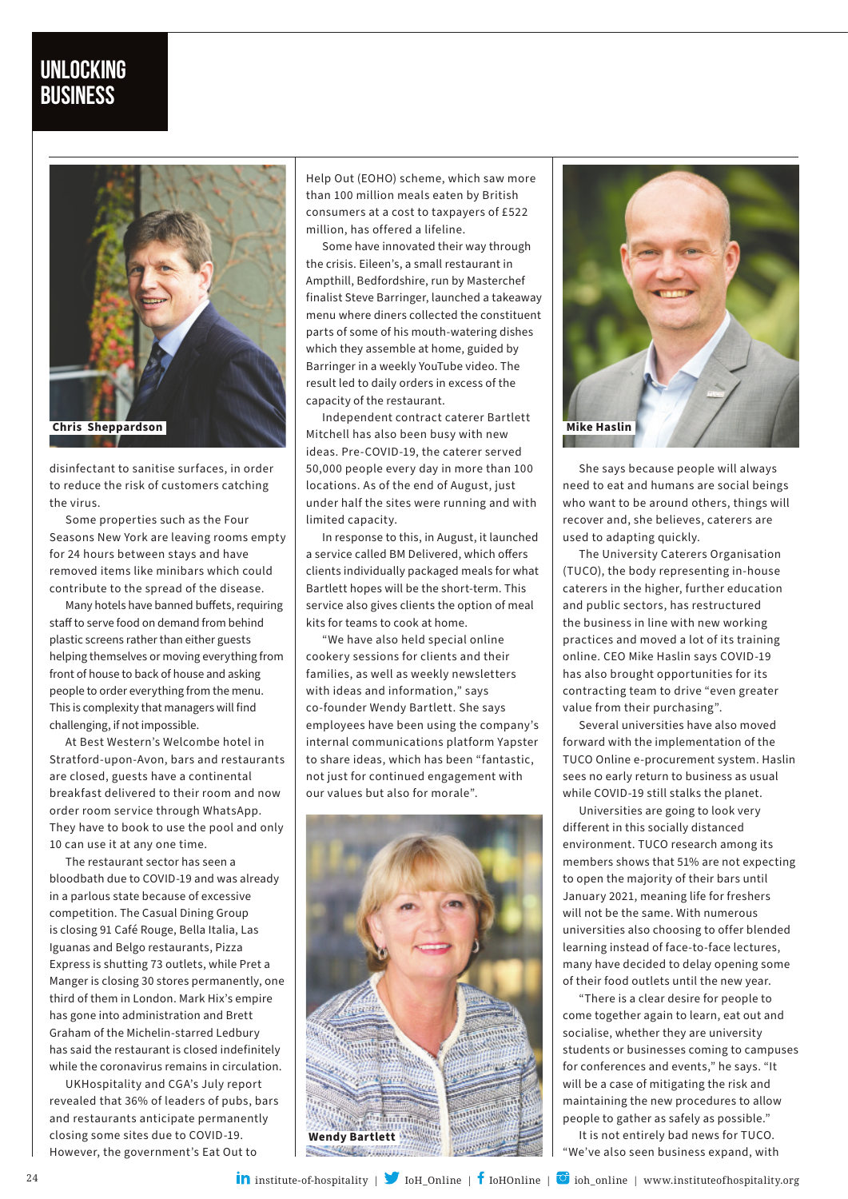# UNLOCKING BUSINESS

Chris Sheppardson

disinfectant to sanitise surfaces, in order to reduce the risk of customers catching the virus.

Some properties such as the Four Seasons New York are leaving rooms empty for 24 hours between stays and have removed items like minibars which could contribute to the spread of the disease.

Many hotels have banned buffets, requiring staff to serve food on demand from behind plastic screens rather than either guests helping themselves or moving everything from front of house to back of house and asking people to order everything from the menu. This is complexity that managers will find challenging, if not impossible.

At Best Western's Welcombe hotel in Stratford-upon-Avon, bars and restaurants are closed, guests have a continental breakfast delivered to their room and now order room service through WhatsApp. They have to book to use the pool and only 10 can use it at any one time.

The restaurant sector has seen a bloodbath due to COVID-19 and was already in a parlous state because of excessive competition. The Casual Dining Group is closing 91 Café Rouge, Bella Italia, Las Iguanas and Belgo restaurants, Pizza Express is shutting 73 outlets, while Pret a Manger is closing 30 stores permanently, one third of them in London. Mark Hix's empire has gone into administration and Brett Graham of the Michelin-starred Ledbury has said the restaurant is closed indefinitely while the coronavirus remains in circulation.

UKHospitality and CGA's July report revealed that 36% of leaders of pubs, bars and restaurants anticipate permanently closing some sites due to COVID-19. However, the government's Eat Out to Help Out (EOHO) scheme, which saw more than 100 million meals eaten by British consumers at a cost to taxpayers of £522 million, has offered a lifeline.

Some have innovated their way through the crisis. Eileen's, a small restaurant in Ampthill, Bedfordshire, run by Masterchef finalist Steve Barringer, launched a takeaway menu where diners collected the constituent parts of some of his mouth-watering dishes which they assemble at home, guided by Barringer in a weekly YouTube video. The result led to daily orders in excess of the capacity of the restaurant.

Independent contract caterer Bartlett Mitchell has also been busy with new ideas. Pre-COVID-19, the caterer served 50,000 people every day in more than 100 locations. As of the end of August, just under half the sites were running and with limited capacity.

In response to this, in August, it launched a service called BM Delivered, which offers clients individually packaged meals for what Bartlett hopes will be the short-term. This service also gives clients the option of meal kits for teams to cook at home.

"We have also held special online cookery sessions for clients and their families, as well as weekly newsletters with ideas and information," says co-founder Wendy Bartlett. She says employees have been using the company's internal communications platform Yapster to share ideas, which has been "fantastic, not just for continued engagement with our values but also for morale".

Wendy Bartlett

Mike Haslin

She says because people will always need to eat and humans are social beings who want to be around others, things will recover and, she believes, caterers are used to adapting quickly.

The University Caterers Organisation (TUCO), the body representing in-house caterers in the higher, further education and public sectors, has restructured the business in line with new working practices and moved a lot of its training online. CEO Mike Haslin says COVID-19 has also brought opportunities for its contracting team to drive "even greater value from their purchasing".

Several universities have also moved forward with the implementation of the TUCO Online e-procurement system. Haslin sees no early return to business as usual while COVID-19 still stalks the planet.

Universities are going to look very different in this socially distanced environment. TUCO research among its members shows that 51% are not expecting to open the majority of their bars until January 2021, meaning life for freshers will not be the same. With numerous universities also choosing to offer blended learning instead of face-to-face lectures, many have decided to delay opening some of their food outlets until the new year.

"There is a clear desire for people to come together again to learn, eat out and socialise, whether they are university students or businesses coming to campuses for conferences and events," he says. "It will be a case of mitigating the risk and maintaining the new procedures to allow people to gather as safely as possible."

It is not entirely bad news for TUCO. "We've also seen business expand, with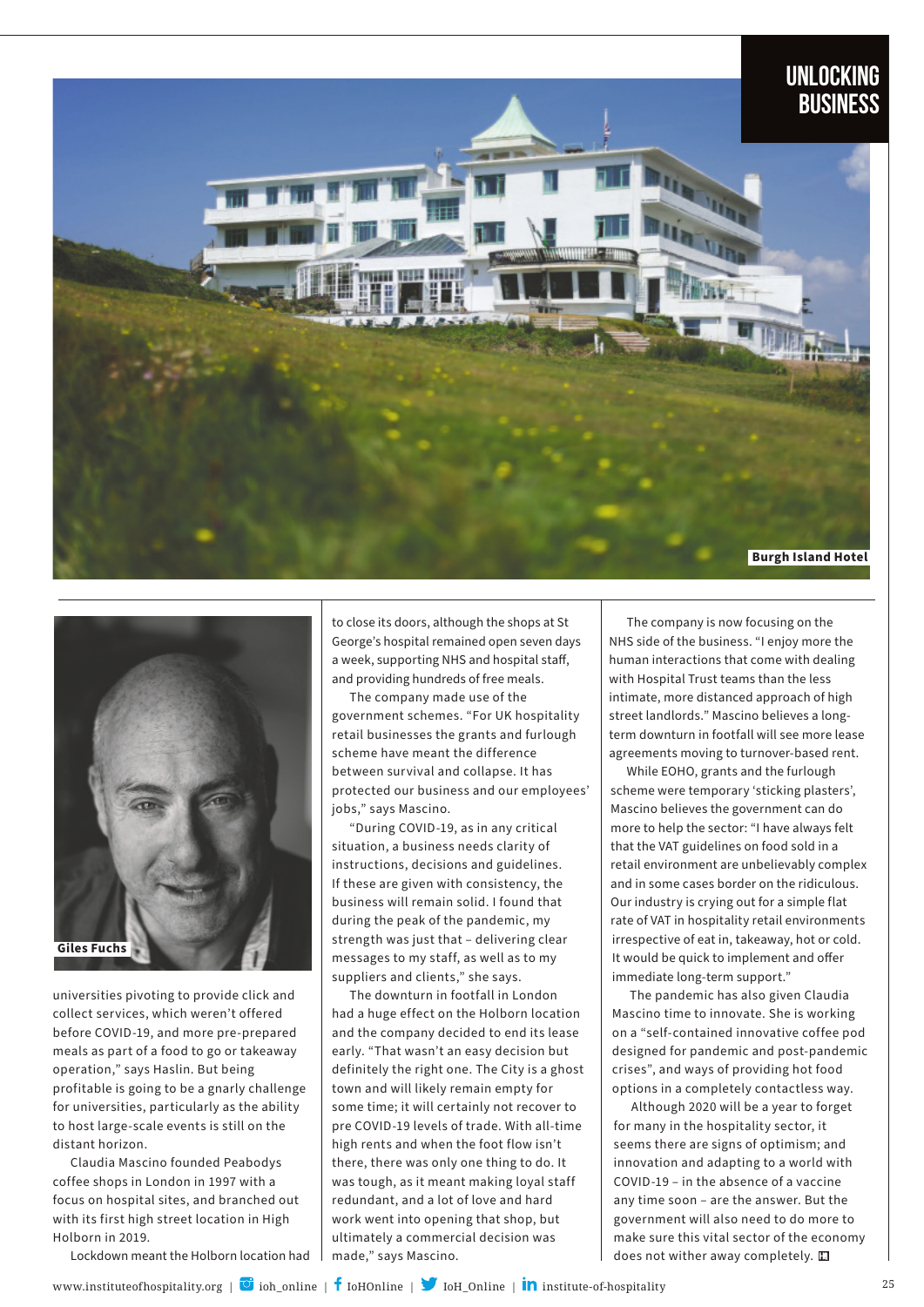Burgh Island Hotel

Giles Fuchs

universities pivoting to provide click and collect services, which weren't offered before COVID-19, and more pre-prepared meals as part of a food to go or takeaway operation," says Haslin. But being profitable is going to be a gnarly challenge for universities, particularly as the ability to host large-scale events is still on the distant horizon.

Claudia Mascino founded Peabodys coffee shops in London in 1997 with a focus on hospital sites, and branched out with its first high street location in High Holborn in 2019.

Lockdown meant the Holborn location had to close its doors, although the shops at St George's hospital remained open seven days a week, supporting NHS and hospital staff, and providing hundreds of free meals.

The company made use of the government schemes. "For UK hospitality retail businesses the grants and furlough scheme have meant the difference between survival and collapse. It has protected our business and our employees' jobs," says Mascino.

"During COVID-19, as in any critical situation, a business needs clarity of instructions, decisions and guidelines. If these are given with consistency, the business will remain solid. I found that during the peak of the pandemic, my strength was just that – delivering clear messages to my staff, as well as to my suppliers and clients," she says.

The downturn in footfall in London had a huge effect on the Holborn location and the company decided to end its lease early. "That wasn't an easy decision but definitely the right one. The City is a ghost town and will likely remain empty for some time; it will certainly not recover to pre COVID-19 levels of trade. With all-time high rents and when the foot flow isn't there, there was only one thing to do. It was tough, as it meant making loyal staff redundant, and a lot of love and hard work went into opening that shop, but ultimately a commercial decision was made," says Mascino.

The company is now focusing on the NHS side of the business. "I enjoy more the human interactions that come with dealing with Hospital Trust teams than the less intimate, more distanced approach of high street landlords." Mascino believes a long-term downturn in footfall will see more lease agreements moving to turnover-based rent.

While EOHO, grants and the furlough scheme were temporary 'sticking plasters', Mascino believes the government can do more to help the sector: "I have always felt that the VAT guidelines on food sold in a retail environment are unbelievably complex and in some cases border on the ridiculous. Our industry is crying out for a simple flat rate of VAT in hospitality retail environments irrespective of eat in, takeaway, hot or cold. It would be quick to implement and offer immediate long-term support."

The pandemic has also given Claudia Mascino time to innovate. She is working on a "self-contained innovative coffee pod designed for pandemic and post-pandemic crises", and ways of providing hot food options in a completely contactless way.

Although 2020 will be a year to forget for many in the hospitality sector, it seems there are signs of optimism; and innovation and adapting to a world with COVID-19 – in the absence of a vaccine any time soon – are the answer. But the government will also need to do more to make sure this vital sector of the economy does not wither away completely.